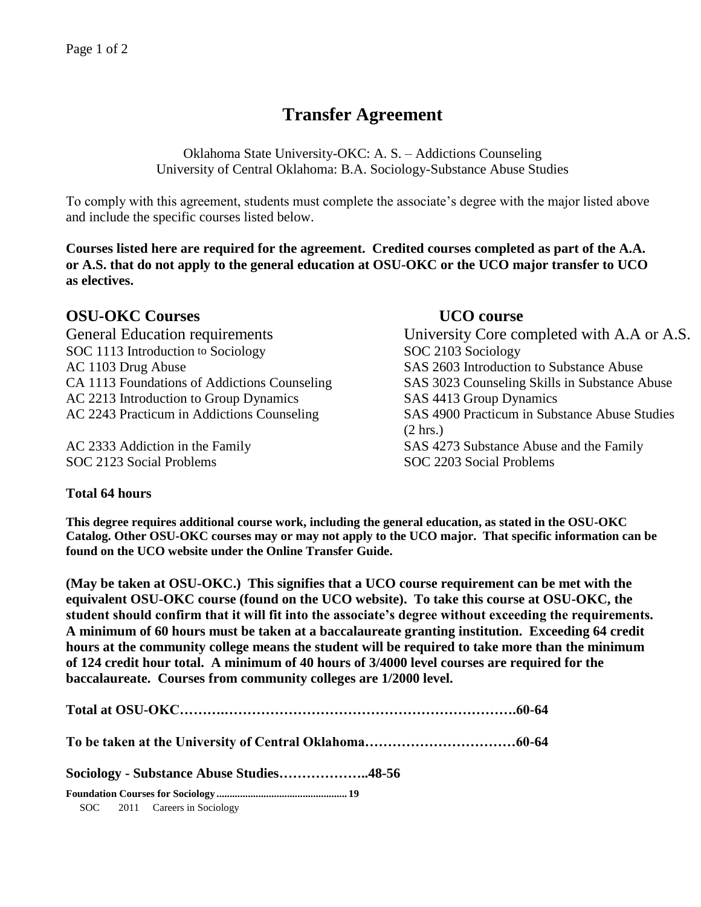# Transfer Agreement

Oklahoma State University-OKC: A. S. – Addictions Counseling
University of Central Oklahoma: B.A. Sociology-Substance Abuse Studies

To comply with this agreement, students must complete the associate's degree with the major listed above and include the specific courses listed below.

**Courses listed here are required for the agreement. Credited courses completed as part of the A.A. or A.S. that do not apply to the general education at OSU-OKC or the UCO major transfer to UCO as electives.**

| OSU-OKC Courses | UCO course |
|---|---|
| General Education requirements | University Core completed with A.A or A.S. |
| SOC 1113 Introduction to Sociology | SOC 2103 Sociology |
| AC 1103 Drug Abuse | SAS 2603 Introduction to Substance Abuse |
| CA 1113 Foundations of Addictions Counseling | SAS 3023 Counseling Skills in Substance Abuse |
| AC 2213 Introduction to Group Dynamics | SAS 4413 Group Dynamics |
| AC 2243 Practicum in Addictions Counseling | SAS 4900 Practicum in Substance Abuse Studies (2 hrs.) |
| AC 2333 Addiction in the Family | SAS 4273 Substance Abuse and the Family |
| SOC 2123 Social Problems | SOC 2203 Social Problems |

**Total 64 hours**

**This degree requires additional course work, including the general education, as stated in the OSU-OKC Catalog. Other OSU-OKC courses may or may not apply to the UCO major. That specific information can be found on the UCO website under the Online Transfer Guide.**

**(May be taken at OSU-OKC.) This signifies that a UCO course requirement can be met with the equivalent OSU-OKC course (found on the UCO website). To take this course at OSU-OKC, the student should confirm that it will fit into the associate's degree without exceeding the requirements. A minimum of 60 hours must be taken at a baccalaureate granting institution. Exceeding 64 credit hours at the community college means the student will be required to take more than the minimum of 124 credit hour total. A minimum of 40 hours of 3/4000 level courses are required for the baccalaureate. Courses from community colleges are 1/2000 level.**

**Total at OSU-OKC…………………………………………………………….60-64**

**To be taken at the University of Central Oklahoma……………………………60-64**

**Sociology - Substance Abuse Studies………………..48-56**

**Foundation Courses for Sociology .................................................. 19**

SOC 2011 Careers in Sociology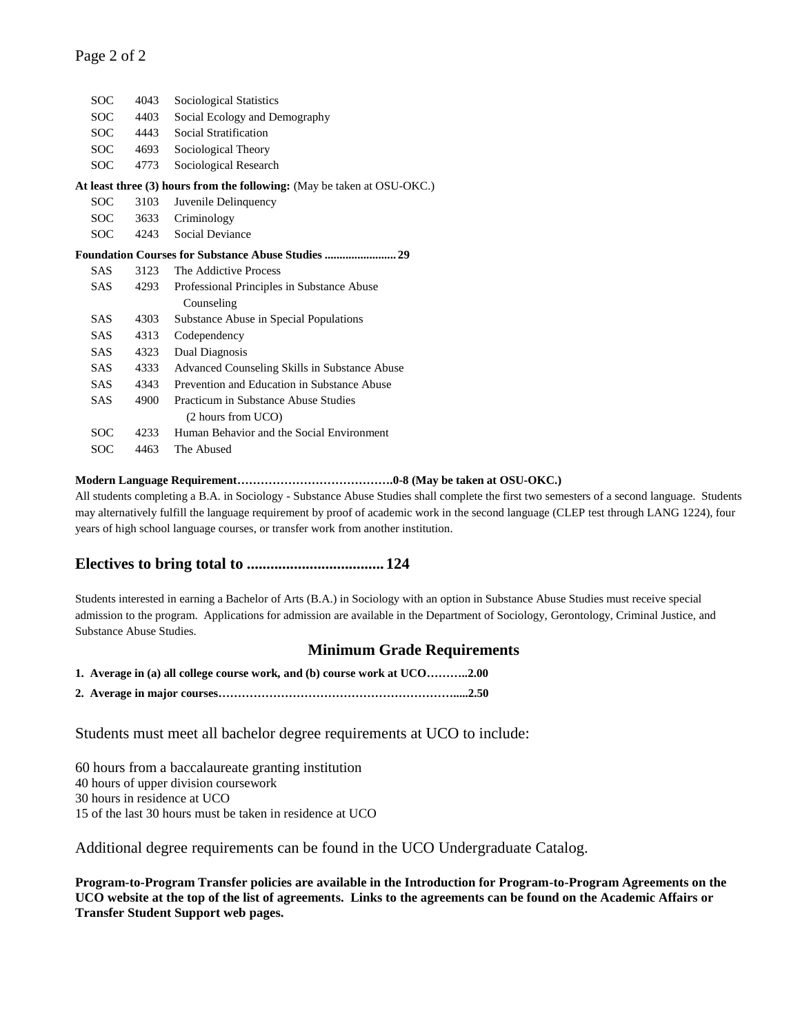| | | |
|---|---|---|
| SOC | 4043 | Sociological Statistics |
| SOC | 4403 | Social Ecology and Demography |
| SOC | 4443 | Social Stratification |
| SOC | 4693 | Sociological Theory |
| SOC | 4773 | Sociological Research |

**At least three (3) hours from the following:** (May be taken at OSU-OKC.)

| | | |
|---|---|---|
| SOC | 3103 | Juvenile Delinquency |
| SOC | 3633 | Criminology |
| SOC | 4243 | Social Deviance |

**Foundation Courses for Substance Abuse Studies ........................ 29**

| | | |
|---|---|---|
| SAS | 3123 | The Addictive Process |
| SAS | 4293 | Professional Principles in Substance Abuse Counseling |
| SAS | 4303 | Substance Abuse in Special Populations |
| SAS | 4313 | Codependency |
| SAS | 4323 | Dual Diagnosis |
| SAS | 4333 | Advanced Counseling Skills in Substance Abuse |
| SAS | 4343 | Prevention and Education in Substance Abuse |
| SAS | 4900 | Practicum in Substance Abuse Studies (2 hours from UCO) |
| SOC | 4233 | Human Behavior and the Social Environment |
| SOC | 4463 | The Abused |

**Modern Language Requirement………………………………….0-8 (May be taken at OSU-OKC.)**

All students completing a B.A. in Sociology - Substance Abuse Studies shall complete the first two semesters of a second language. Students may alternatively fulfill the language requirement by proof of academic work in the second language (CLEP test through LANG 1224), four years of high school language courses, or transfer work from another institution.

## Electives to bring total to ................................... 124

Students interested in earning a Bachelor of Arts (B.A.) in Sociology with an option in Substance Abuse Studies must receive special admission to the program. Applications for admission are available in the Department of Sociology, Gerontology, Criminal Justice, and Substance Abuse Studies.

### Minimum Grade Requirements

**1. Average in (a) all college course work, and (b) course work at UCO………..2.00**

**2. Average in major courses…………………………………………………….....2.50**

Students must meet all bachelor degree requirements at UCO to include:

60 hours from a baccalaureate granting institution
40 hours of upper division coursework
30 hours in residence at UCO
15 of the last 30 hours must be taken in residence at UCO

Additional degree requirements can be found in the UCO Undergraduate Catalog.

**Program-to-Program Transfer policies are available in the Introduction for Program-to-Program Agreements on the UCO website at the top of the list of agreements. Links to the agreements can be found on the Academic Affairs or Transfer Student Support web pages.**